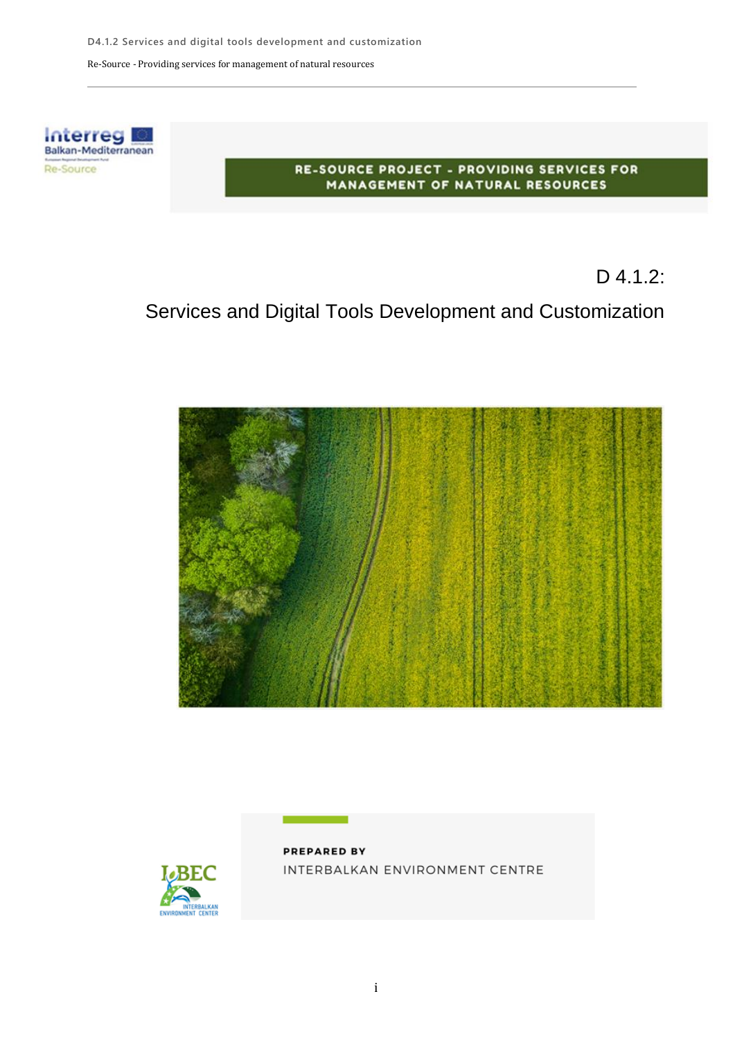Interreg Balkan-Mediterranean

Re-Source

**RE-SOURCE PROJECT - PROVIDING SERVICES FOR MANAGEMENT OF NATURAL RESOURCES**

# D 4.1.2:

# Services and Digital Tools Development and Customization

**PREPARED BY**

INTERBALKAN ENVIRONMENT CENTRE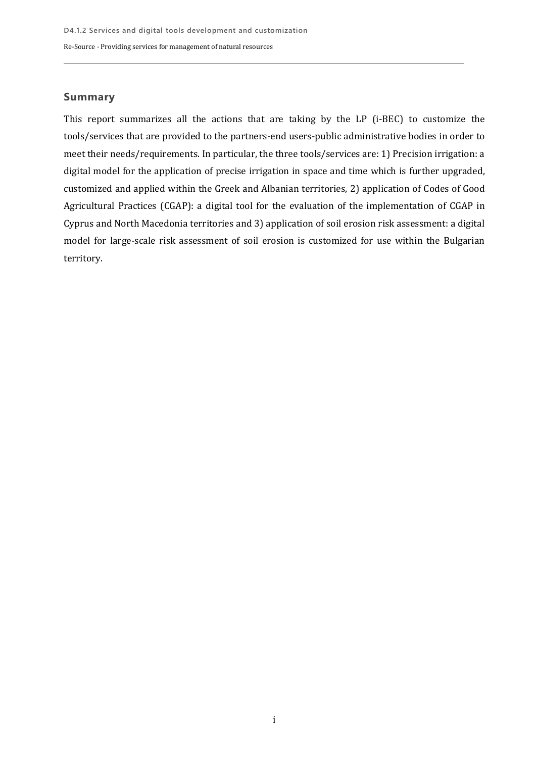## Summary

This report summarizes all the actions that are taking by the LP (i-BEC) to customize the tools/services that are provided to the partners-end users-public administrative bodies in order to meet their needs/requirements. In particular, the three tools/services are: 1) Precision irrigation: a digital model for the application of precise irrigation in space and time which is further upgraded, customized and applied within the Greek and Albanian territories, 2) application of Codes of Good Agricultural Practices (CGAP): a digital tool for the evaluation of the implementation of CGAP in Cyprus and North Macedonia territories and 3) application of soil erosion risk assessment: a digital model for large-scale risk assessment of soil erosion is customized for use within the Bulgarian territory.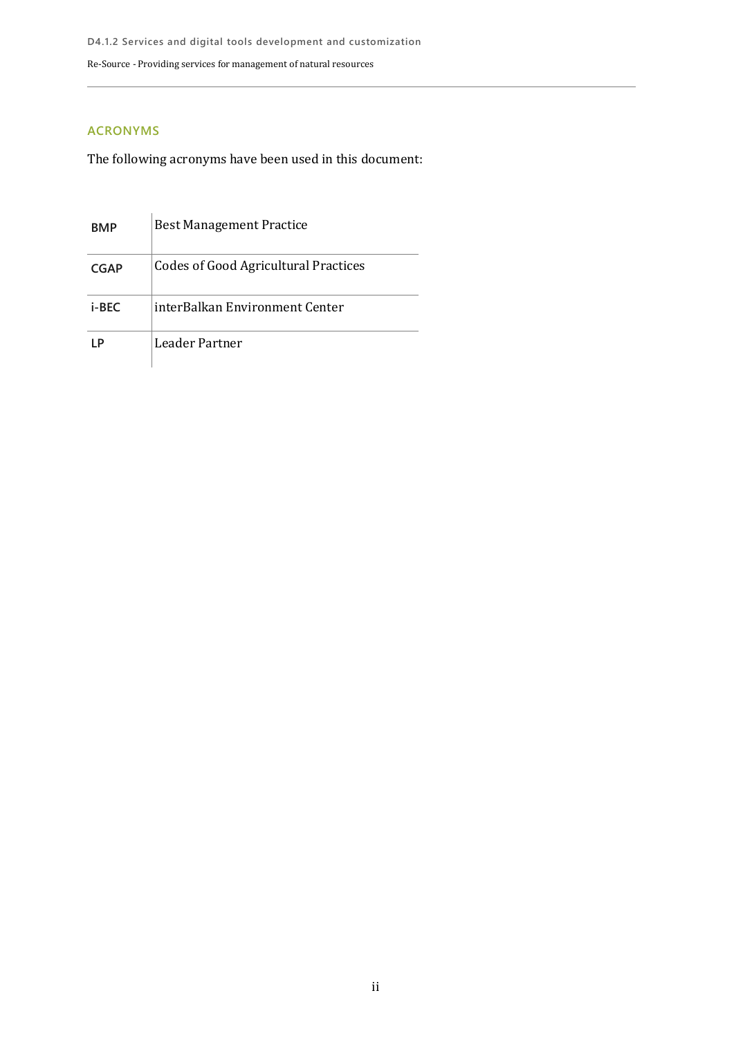## ACRONYMS

The following acronyms have been used in this document:

| | |
|---|---|
| **BMP** | Best Management Practice |
| **CGAP** | Codes of Good Agricultural Practices |
| **i-BEC** | interBalkan Environment Center |
| **LP** | Leader Partner |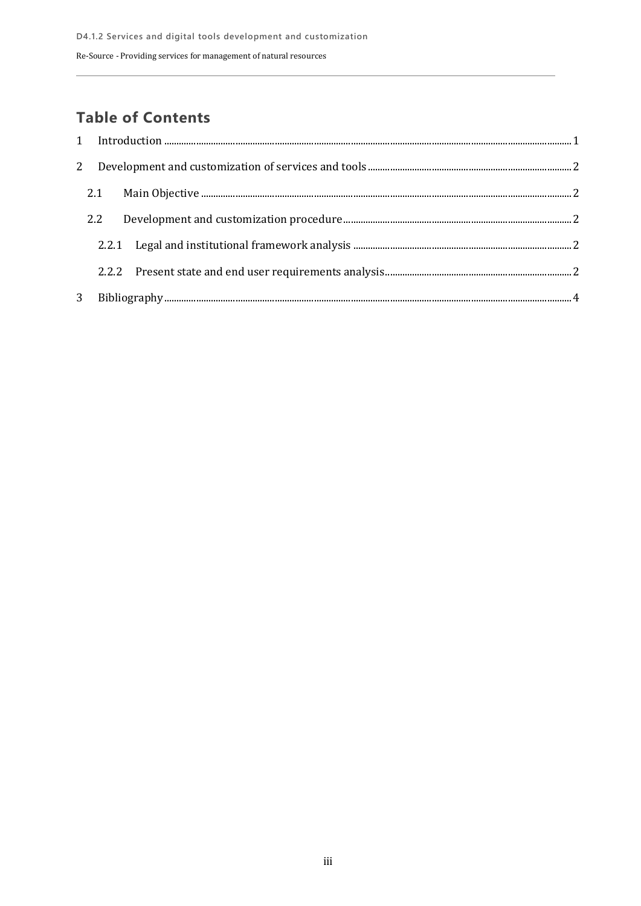## Table of Contents

1 Introduction ........................................................................................................ 1

2 Development and customization of services and tools ........................................ 2

 2.1 Main Objective .............................................................................................. 2

 2.2 Development and customization procedure ................................................... 2

  2.2.1 Legal and institutional framework analysis ................................................ 2

  2.2.2 Present state and end user requirements analysis ...................................... 2

3 Bibliography ........................................................................................................ 4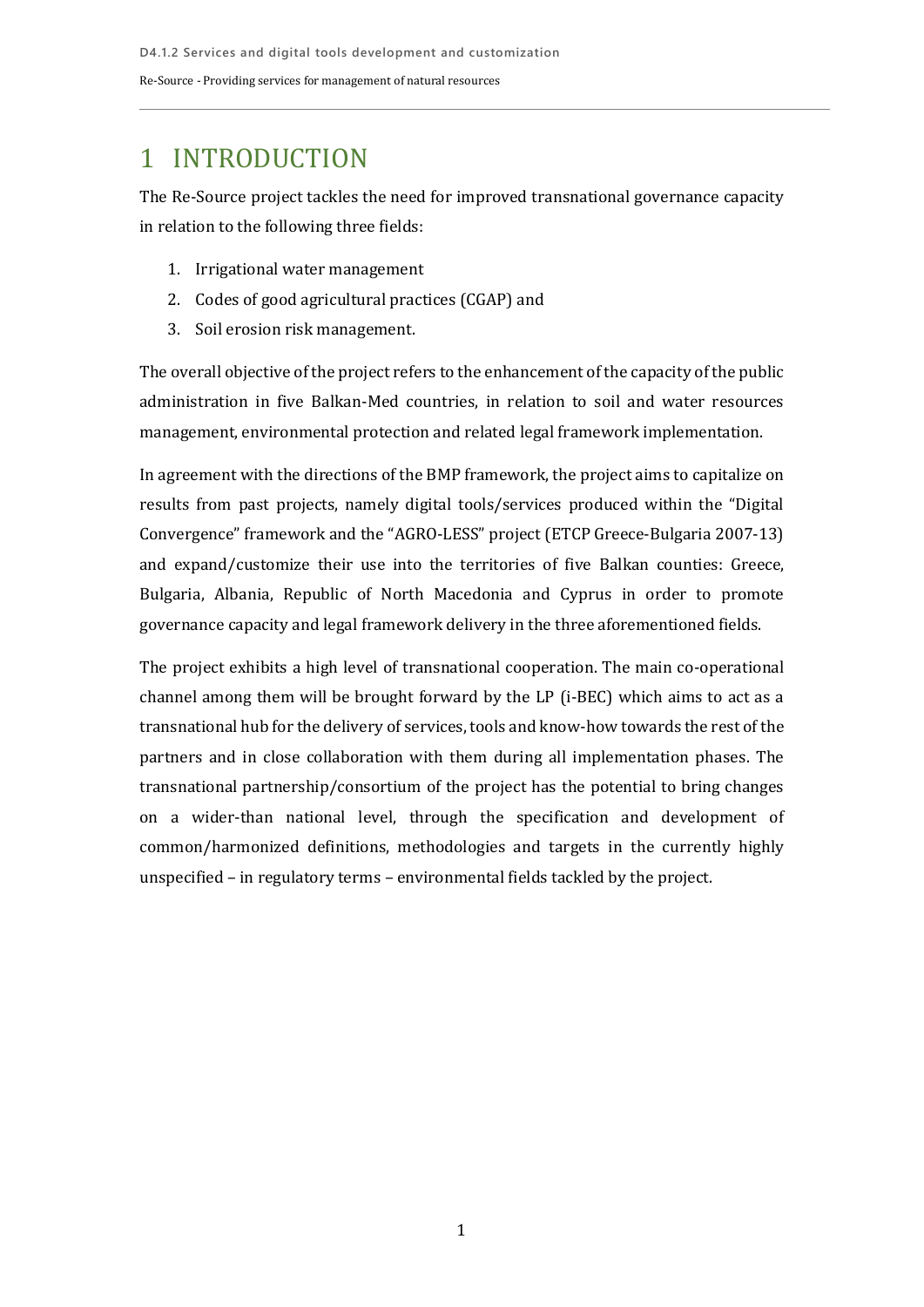# 1 INTRODUCTION

The Re-Source project tackles the need for improved transnational governance capacity in relation to the following three fields:

1. Irrigational water management
2. Codes of good agricultural practices (CGAP) and
3. Soil erosion risk management.

The overall objective of the project refers to the enhancement of the capacity of the public administration in five Balkan-Med countries, in relation to soil and water resources management, environmental protection and related legal framework implementation.

In agreement with the directions of the BMP framework, the project aims to capitalize on results from past projects, namely digital tools/services produced within the "Digital Convergence" framework and the "AGRO-LESS" project (ETCP Greece-Bulgaria 2007-13) and expand/customize their use into the territories of five Balkan counties: Greece, Bulgaria, Albania, Republic of North Macedonia and Cyprus in order to promote governance capacity and legal framework delivery in the three aforementioned fields.

The project exhibits a high level of transnational cooperation. The main co-operational channel among them will be brought forward by the LP (i-BEC) which aims to act as a transnational hub for the delivery of services, tools and know-how towards the rest of the partners and in close collaboration with them during all implementation phases. The transnational partnership/consortium of the project has the potential to bring changes on a wider-than national level, through the specification and development of common/harmonized definitions, methodologies and targets in the currently highly unspecified – in regulatory terms – environmental fields tackled by the project.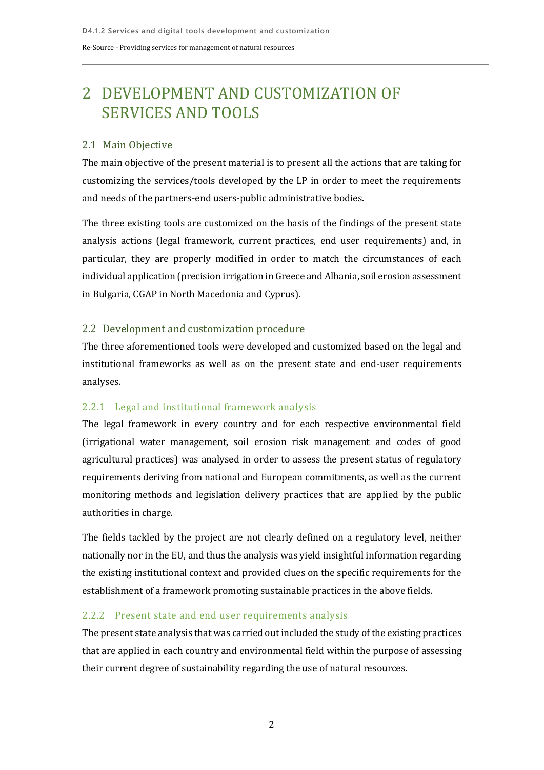# 2 DEVELOPMENT AND CUSTOMIZATION OF SERVICES AND TOOLS

## 2.1 Main Objective

The main objective of the present material is to present all the actions that are taking for customizing the services/tools developed by the LP in order to meet the requirements and needs of the partners-end users-public administrative bodies.

The three existing tools are customized on the basis of the findings of the present state analysis actions (legal framework, current practices, end user requirements) and, in particular, they are properly modified in order to match the circumstances of each individual application (precision irrigation in Greece and Albania, soil erosion assessment in Bulgaria, CGAP in North Macedonia and Cyprus).

## 2.2 Development and customization procedure

The three aforementioned tools were developed and customized based on the legal and institutional frameworks as well as on the present state and end-user requirements analyses.

### 2.2.1 Legal and institutional framework analysis

The legal framework in every country and for each respective environmental field (irrigational water management, soil erosion risk management and codes of good agricultural practices) was analysed in order to assess the present status of regulatory requirements deriving from national and European commitments, as well as the current monitoring methods and legislation delivery practices that are applied by the public authorities in charge.

The fields tackled by the project are not clearly defined on a regulatory level, neither nationally nor in the EU, and thus the analysis was yield insightful information regarding the existing institutional context and provided clues on the specific requirements for the establishment of a framework promoting sustainable practices in the above fields.

### 2.2.2 Present state and end user requirements analysis

The present state analysis that was carried out included the study of the existing practices that are applied in each country and environmental field within the purpose of assessing their current degree of sustainability regarding the use of natural resources.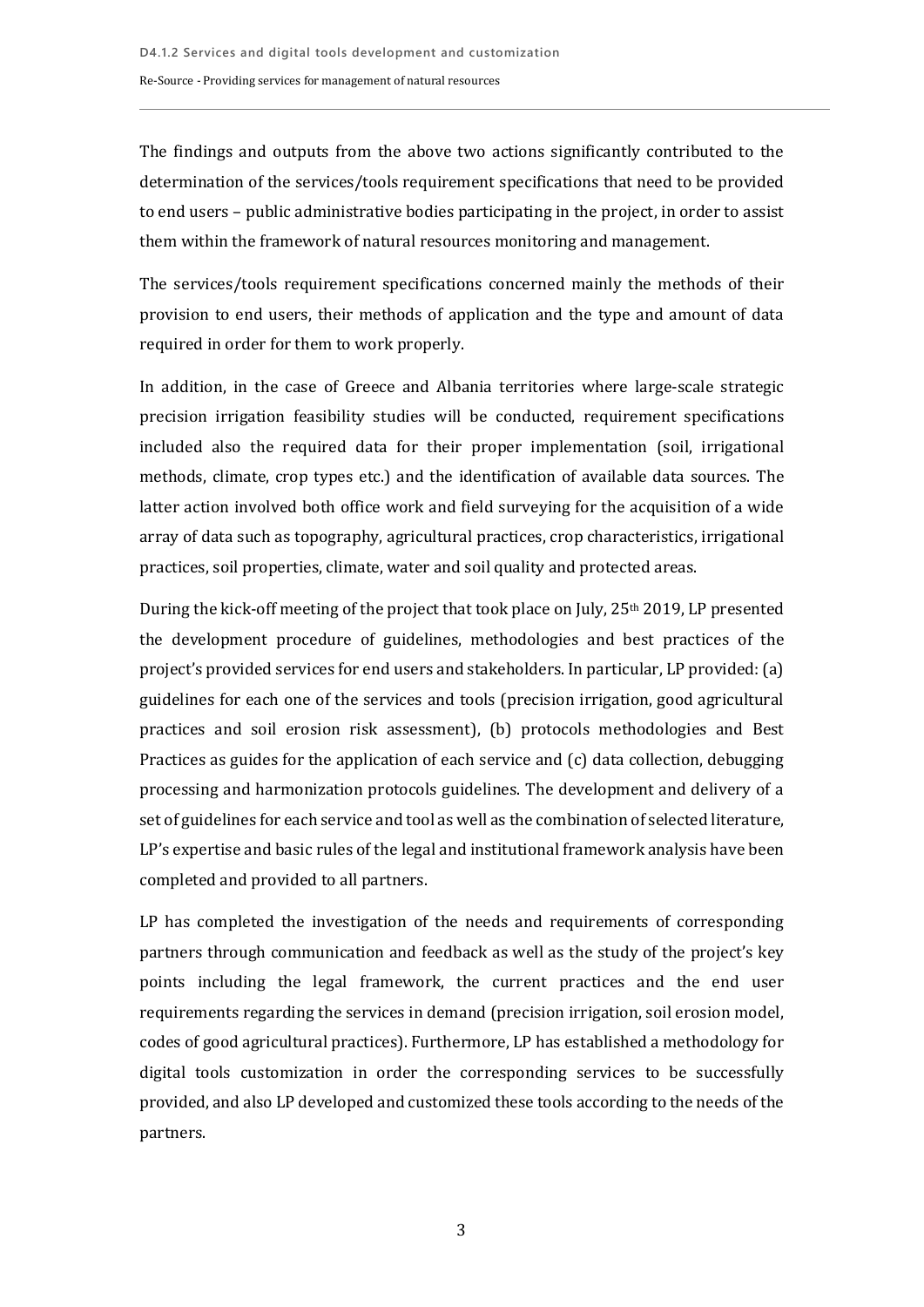The findings and outputs from the above two actions significantly contributed to the determination of the services/tools requirement specifications that need to be provided to end users – public administrative bodies participating in the project, in order to assist them within the framework of natural resources monitoring and management.

The services/tools requirement specifications concerned mainly the methods of their provision to end users, their methods of application and the type and amount of data required in order for them to work properly.

In addition, in the case of Greece and Albania territories where large-scale strategic precision irrigation feasibility studies will be conducted, requirement specifications included also the required data for their proper implementation (soil, irrigational methods, climate, crop types etc.) and the identification of available data sources. The latter action involved both office work and field surveying for the acquisition of a wide array of data such as topography, agricultural practices, crop characteristics, irrigational practices, soil properties, climate, water and soil quality and protected areas.

During the kick-off meeting of the project that took place on July, 25th 2019, LP presented the development procedure of guidelines, methodologies and best practices of the project's provided services for end users and stakeholders. In particular, LP provided: (a) guidelines for each one of the services and tools (precision irrigation, good agricultural practices and soil erosion risk assessment), (b) protocols methodologies and Best Practices as guides for the application of each service and (c) data collection, debugging processing and harmonization protocols guidelines. The development and delivery of a set of guidelines for each service and tool as well as the combination of selected literature, LP's expertise and basic rules of the legal and institutional framework analysis have been completed and provided to all partners.

LP has completed the investigation of the needs and requirements of corresponding partners through communication and feedback as well as the study of the project's key points including the legal framework, the current practices and the end user requirements regarding the services in demand (precision irrigation, soil erosion model, codes of good agricultural practices). Furthermore, LP has established a methodology for digital tools customization in order the corresponding services to be successfully provided, and also LP developed and customized these tools according to the needs of the partners.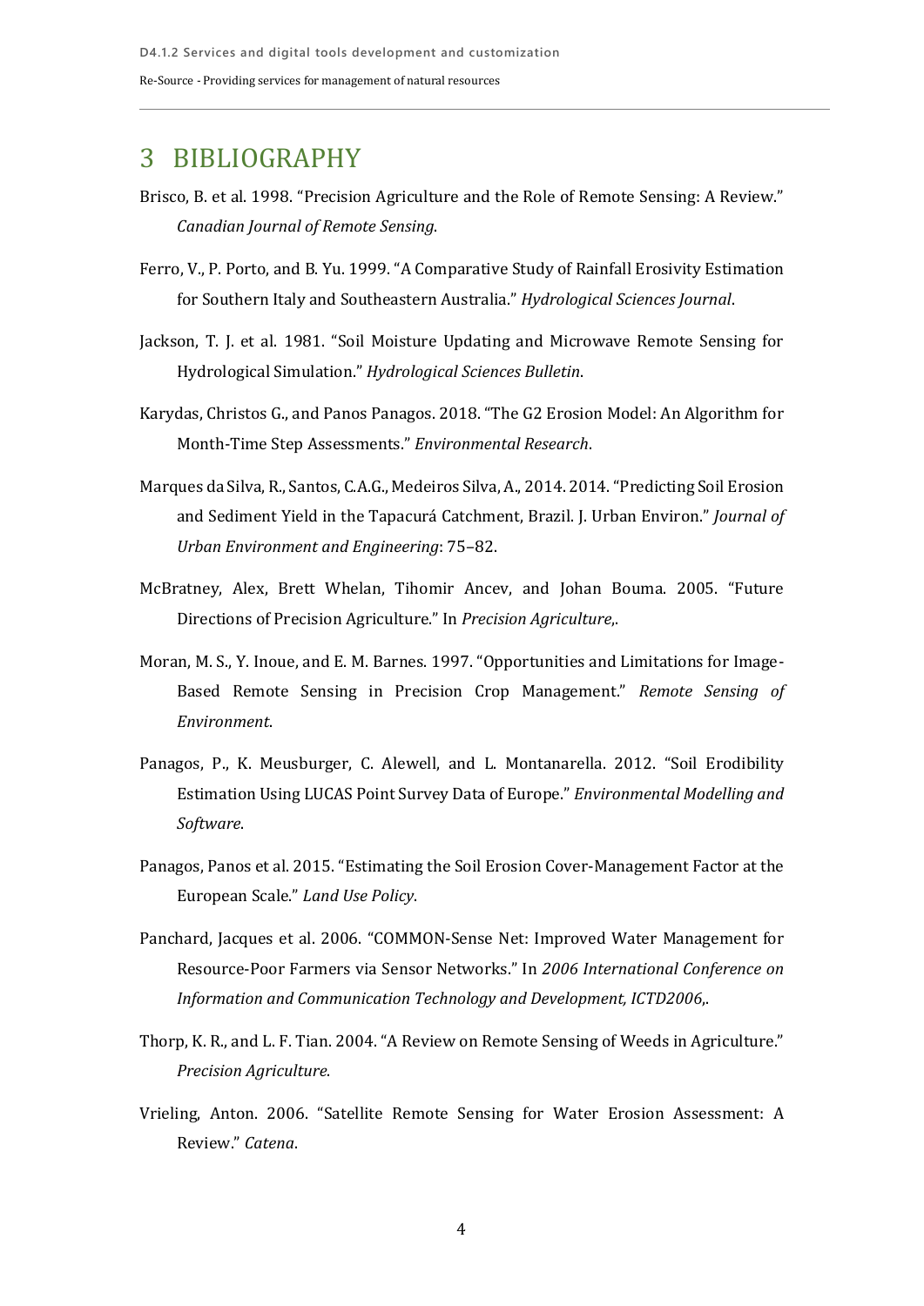# 3 BIBLIOGRAPHY

Brisco, B. et al. 1998. "Precision Agriculture and the Role of Remote Sensing: A Review." *Canadian Journal of Remote Sensing*.

Ferro, V., P. Porto, and B. Yu. 1999. "A Comparative Study of Rainfall Erosivity Estimation for Southern Italy and Southeastern Australia." *Hydrological Sciences Journal*.

Jackson, T. J. et al. 1981. "Soil Moisture Updating and Microwave Remote Sensing for Hydrological Simulation." *Hydrological Sciences Bulletin*.

Karydas, Christos G., and Panos Panagos. 2018. "The G2 Erosion Model: An Algorithm for Month-Time Step Assessments." *Environmental Research*.

Marques da Silva, R., Santos, C.A.G., Medeiros Silva, A., 2014. 2014. "Predicting Soil Erosion and Sediment Yield in the Tapacurá Catchment, Brazil. J. Urban Environ." *Journal of Urban Environment and Engineering*: 75–82.

McBratney, Alex, Brett Whelan, Tihomir Ancev, and Johan Bouma. 2005. "Future Directions of Precision Agriculture." In *Precision Agriculture*,.

Moran, M. S., Y. Inoue, and E. M. Barnes. 1997. "Opportunities and Limitations for Image-Based Remote Sensing in Precision Crop Management." *Remote Sensing of Environment*.

Panagos, P., K. Meusburger, C. Alewell, and L. Montanarella. 2012. "Soil Erodibility Estimation Using LUCAS Point Survey Data of Europe." *Environmental Modelling and Software*.

Panagos, Panos et al. 2015. "Estimating the Soil Erosion Cover-Management Factor at the European Scale." *Land Use Policy*.

Panchard, Jacques et al. 2006. "COMMON-Sense Net: Improved Water Management for Resource-Poor Farmers via Sensor Networks." In *2006 International Conference on Information and Communication Technology and Development, ICTD2006*,.

Thorp, K. R., and L. F. Tian. 2004. "A Review on Remote Sensing of Weeds in Agriculture." *Precision Agriculture*.

Vrieling, Anton. 2006. "Satellite Remote Sensing for Water Erosion Assessment: A Review." *Catena*.